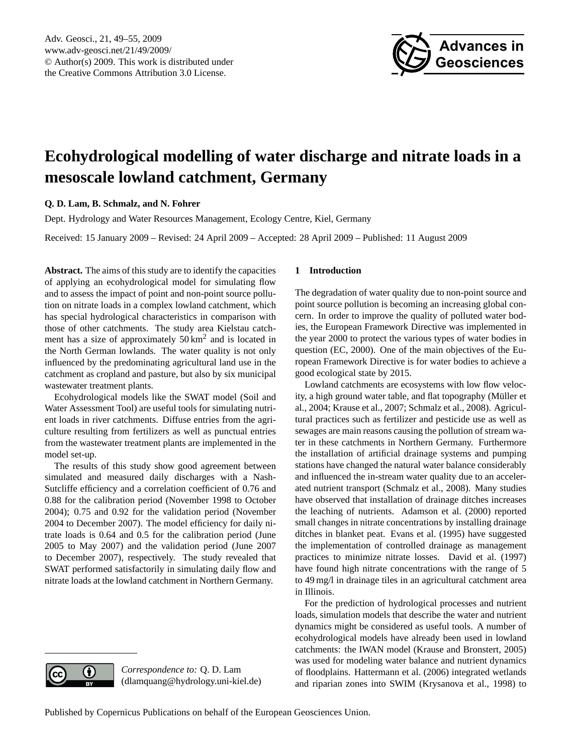# Ecohydrological modelling of water discharge and nitrate loads in a mesoscale lowland catchment, Germany

**Q. D. Lam, B. Schmalz, and N. Fohrer**

Dept. Hydrology and Water Resources Management, Ecology Centre, Kiel, Germany

Received: 15 January 2009 – Revised: 24 April 2009 – Accepted: 28 April 2009 – Published: 11 August 2009

**Abstract.** The aims of this study are to identify the capacities of applying an ecohydrological model for simulating flow and to assess the impact of point and non-point source pollution on nitrate loads in a complex lowland catchment, which has special hydrological characteristics in comparison with those of other catchments. The study area Kielstau catchment has a size of approximately 50 km$^2$ and is located in the North German lowlands. The water quality is not only influenced by the predominating agricultural land use in the catchment as cropland and pasture, but also by six municipal wastewater treatment plants.

Ecohydrological models like the SWAT model (Soil and Water Assessment Tool) are useful tools for simulating nutrient loads in river catchments. Diffuse entries from the agriculture resulting from fertilizers as well as punctual entries from the wastewater treatment plants are implemented in the model set-up.

The results of this study show good agreement between simulated and measured daily discharges with a Nash-Sutcliffe efficiency and a correlation coefficient of 0.76 and 0.88 for the calibration period (November 1998 to October 2004); 0.75 and 0.92 for the validation period (November 2004 to December 2007). The model efficiency for daily nitrate loads is 0.64 and 0.5 for the calibration period (June 2005 to May 2007) and the validation period (June 2007 to December 2007), respectively. The study revealed that SWAT performed satisfactorily in simulating daily flow and nitrate loads at the lowland catchment in Northern Germany.

*Correspondence to:* Q. D. Lam (dlamquang@hydrology.uni-kiel.de)

## 1 Introduction

The degradation of water quality due to non-point source and point source pollution is becoming an increasing global concern. In order to improve the quality of polluted water bodies, the European Framework Directive was implemented in the year 2000 to protect the various types of water bodies in question (EC, 2000). One of the main objectives of the European Framework Directive is for water bodies to achieve a good ecological state by 2015.

Lowland catchments are ecosystems with low flow velocity, a high ground water table, and flat topography (Müller et al., 2004; Krause et al., 2007; Schmalz et al., 2008). Agricultural practices such as fertilizer and pesticide use as well as sewages are main reasons causing the pollution of stream water in these catchments in Northern Germany. Furthermore the installation of artificial drainage systems and pumping stations have changed the natural water balance considerably and influenced the in-stream water quality due to an accelerated nutrient transport (Schmalz et al., 2008). Many studies have observed that installation of drainage ditches increases the leaching of nutrients. Adamson et al. (2000) reported small changes in nitrate concentrations by installing drainage ditches in blanket peat. Evans et al. (1995) have suggested the implementation of controlled drainage as management practices to minimize nitrate losses. David et al. (1997) have found high nitrate concentrations with the range of 5 to 49 mg/l in drainage tiles in an agricultural catchment area in Illinois.

For the prediction of hydrological processes and nutrient loads, simulation models that describe the water and nutrient dynamics might be considered as useful tools. A number of ecohydrological models have already been used in lowland catchments: the IWAN model (Krause and Bronstert, 2005) was used for modeling water balance and nutrient dynamics of floodplains. Hattermann et al. (2006) integrated wetlands and riparian zones into SWIM (Krysanova et al., 1998) to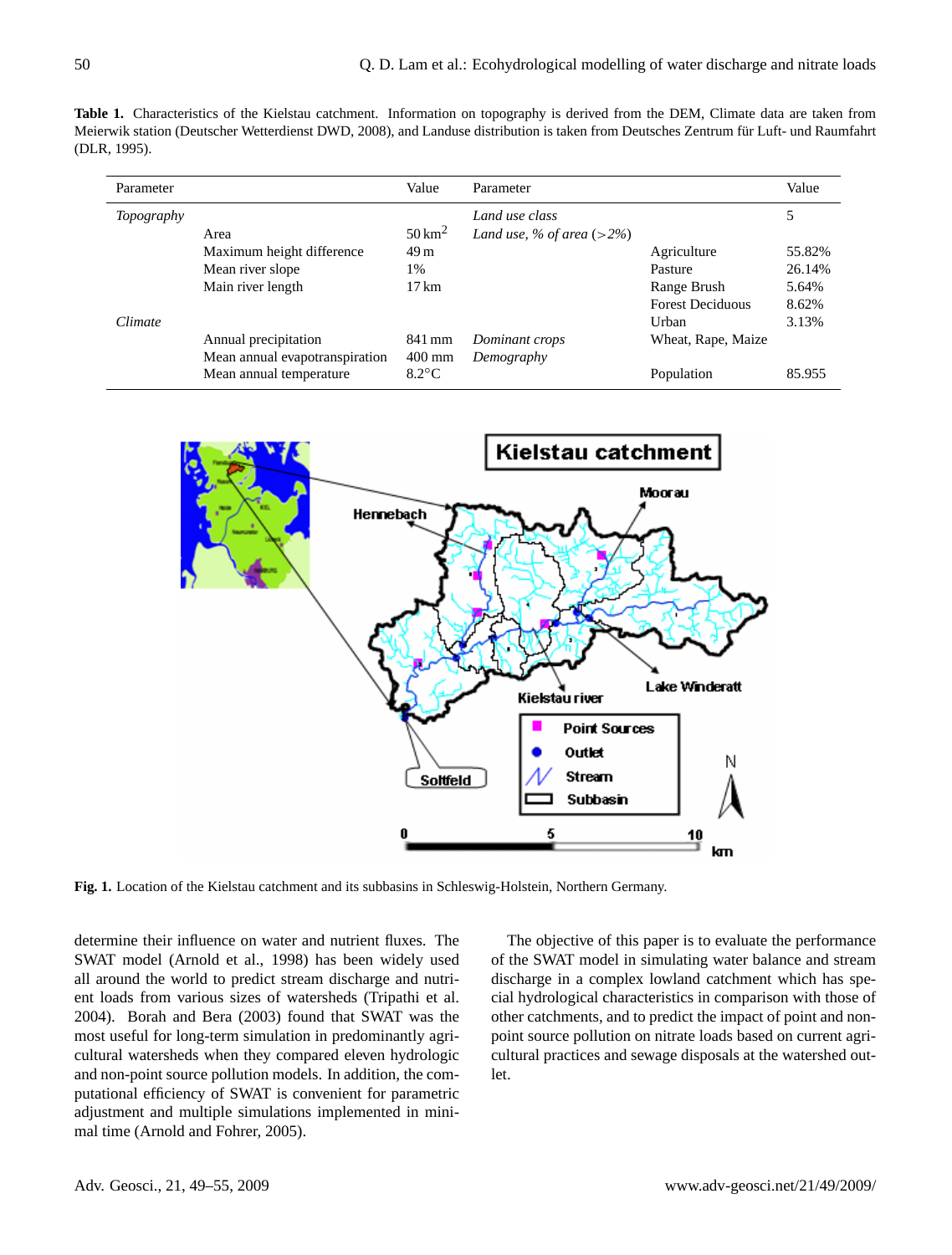**Table 1.** Characteristics of the Kielstau catchment. Information on topography is derived from the DEM, Climate data are taken from Meierwik station (Deutscher Wetterdienst DWD, 2008), and Landuse distribution is taken from Deutsches Zentrum für Luft- und Raumfahrt (DLR, 1995).

| Parameter | | Value | Parameter | | Value |
|---|---|---|---|---|---|
| *Topography* | | | *Land use class* | | 5 |
| | Area | 50 km$^2$ | *Land use, % of area (>2%)* | | |
| | Maximum height difference | 49 m | | Agriculture | 55.82% |
| | Mean river slope | 1% | | Pasture | 26.14% |
| | Main river length | 17 km | | Range Brush | 5.64% |
| | | | | Forest Deciduous | 8.62% |
| *Climate* | | | | Urban | 3.13% |
| | Annual precipitation | 841 mm | *Dominant crops* | Wheat, Rape, Maize | |
| | Mean annual evapotranspiration | 400 mm | *Demography* | | |
| | Mean annual temperature | 8.2°C | | Population | 85.955 |

**Fig. 1.** Location of the Kielstau catchment and its subbasins in Schleswig-Holstein, Northern Germany.

determine their influence on water and nutrient fluxes. The SWAT model (Arnold et al., 1998) has been widely used all around the world to predict stream discharge and nutrient loads from various sizes of watersheds (Tripathi et al. 2004). Borah and Bera (2003) found that SWAT was the most useful for long-term simulation in predominantly agricultural watersheds when they compared eleven hydrologic and non-point source pollution models. In addition, the computational efficiency of SWAT is convenient for parametric adjustment and multiple simulations implemented in minimal time (Arnold and Fohrer, 2005).

The objective of this paper is to evaluate the performance of the SWAT model in simulating water balance and stream discharge in a complex lowland catchment which has special hydrological characteristics in comparison with those of other catchments, and to predict the impact of point and non-point source pollution on nitrate loads based on current agricultural practices and sewage disposals at the watershed outlet.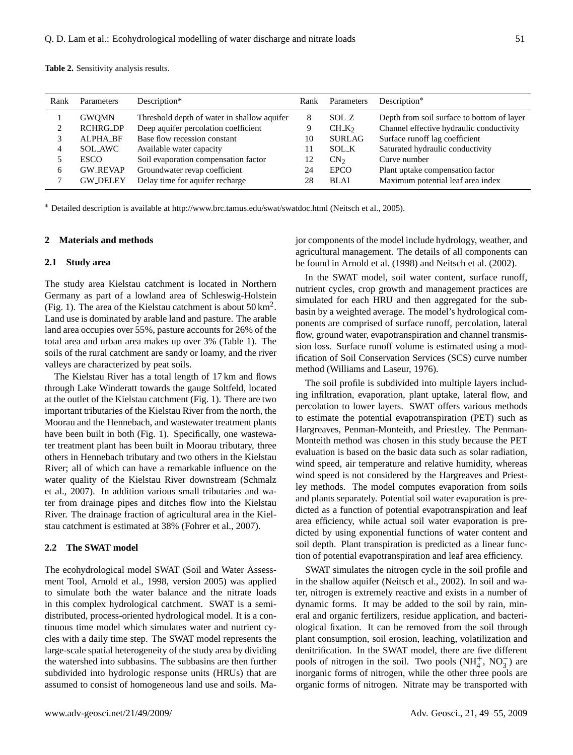**Table 2.** Sensitivity analysis results.

| Rank | Parameters | Description* | Rank | Parameters | Description* |
|---|---|---|---|---|---|
| 1 | GWQMN | Threshold depth of water in shallow aquifer | 8 | SOL_Z | Depth from soil surface to bottom of layer |
| 2 | RCHRG_DP | Deep aquifer percolation coefficient | 9 | $CH\_K_2$ | Channel effective hydraulic conductivity |
| 3 | ALPHA_BF | Base flow recession constant | 10 | SURLAG | Surface runoff lag coefficient |
| 4 | SOL_AWC | Available water capacity | 11 | SOL_K | Saturated hydraulic conductivity |
| 5 | ESCO | Soil evaporation compensation factor | 12 | $CN_2$ | Curve number |
| 6 | GW_REVAP | Groundwater revap coefficient | 24 | EPCO | Plant uptake compensation factor |
| 7 | GW_DELEY | Delay time for aquifer recharge | 28 | BLAI | Maximum potential leaf area index |

* Detailed description is available at http://www.brc.tamus.edu/swat/swatdoc.html (Neitsch et al., 2005).

## 2 Materials and methods

### 2.1 Study area

The study area Kielstau catchment is located in Northern Germany as part of a lowland area of Schleswig-Holstein (Fig. 1). The area of the Kielstau catchment is about 50 $km^2$. Land use is dominated by arable land and pasture. The arable land area occupies over 55%, pasture accounts for 26% of the total area and urban area makes up over 3% (Table 1). The soils of the rural catchment are sandy or loamy, and the river valleys are characterized by peat soils.

The Kielstau River has a total length of 17 km and flows through Lake Winderatt towards the gauge Soltfeld, located at the outlet of the Kielstau catchment (Fig. 1). There are two important tributaries of the Kielstau River from the north, the Moorau and the Hennebach, and wastewater treatment plants have been built in both (Fig. 1). Specifically, one wastewater treatment plant has been built in Moorau tributary, three others in Hennebach tributary and two others in the Kielstau River; all of which can have a remarkable influence on the water quality of the Kielstau River downstream (Schmalz et al., 2007). In addition various small tributaries and water from drainage pipes and ditches flow into the Kielstau River. The drainage fraction of agricultural area in the Kielstau catchment is estimated at 38% (Fohrer et al., 2007).

### 2.2 The SWAT model

The ecohydrological model SWAT (Soil and Water Assessment Tool, Arnold et al., 1998, version 2005) was applied to simulate both the water balance and the nitrate loads in this complex hydrological catchment. SWAT is a semi-distributed, process-oriented hydrological model. It is a continuous time model which simulates water and nutrient cycles with a daily time step. The SWAT model represents the large-scale spatial heterogeneity of the study area by dividing the watershed into subbasins. The subbasins are then further subdivided into hydrologic response units (HRUs) that are assumed to consist of homogeneous land use and soils. Major components of the model include hydrology, weather, and agricultural management. The details of all components can be found in Arnold et al. (1998) and Neitsch et al. (2002).

In the SWAT model, soil water content, surface runoff, nutrient cycles, crop growth and management practices are simulated for each HRU and then aggregated for the subbasin by a weighted average. The model's hydrological components are comprised of surface runoff, percolation, lateral flow, ground water, evapotranspiration and channel transmission loss. Surface runoff volume is estimated using a modification of Soil Conservation Services (SCS) curve number method (Williams and Laseur, 1976).

The soil profile is subdivided into multiple layers including infiltration, evaporation, plant uptake, lateral flow, and percolation to lower layers. SWAT offers various methods to estimate the potential evapotranspiration (PET) such as Hargreaves, Penman-Monteith, and Priestley. The Penman-Monteith method was chosen in this study because the PET evaluation is based on the basic data such as solar radiation, wind speed, air temperature and relative humidity, whereas wind speed is not considered by the Hargreaves and Priestley methods. The model computes evaporation from soils and plants separately. Potential soil water evaporation is predicted as a function of potential evapotranspiration and leaf area efficiency, while actual soil water evaporation is predicted by using exponential functions of water content and soil depth. Plant transpiration is predicted as a linear function of potential evapotranspiration and leaf area efficiency.

SWAT simulates the nitrogen cycle in the soil profile and in the shallow aquifer (Neitsch et al., 2002). In soil and water, nitrogen is extremely reactive and exists in a number of dynamic forms. It may be added to the soil by rain, mineral and organic fertilizers, residue application, and bacteriological fixation. It can be removed from the soil through plant consumption, soil erosion, leaching, volatilization and denitrification. In the SWAT model, there are five different pools of nitrogen in the soil. Two pools ($NH_4^+$, $NO_3^-$) are inorganic forms of nitrogen, while the other three pools are organic forms of nitrogen. Nitrate may be transported with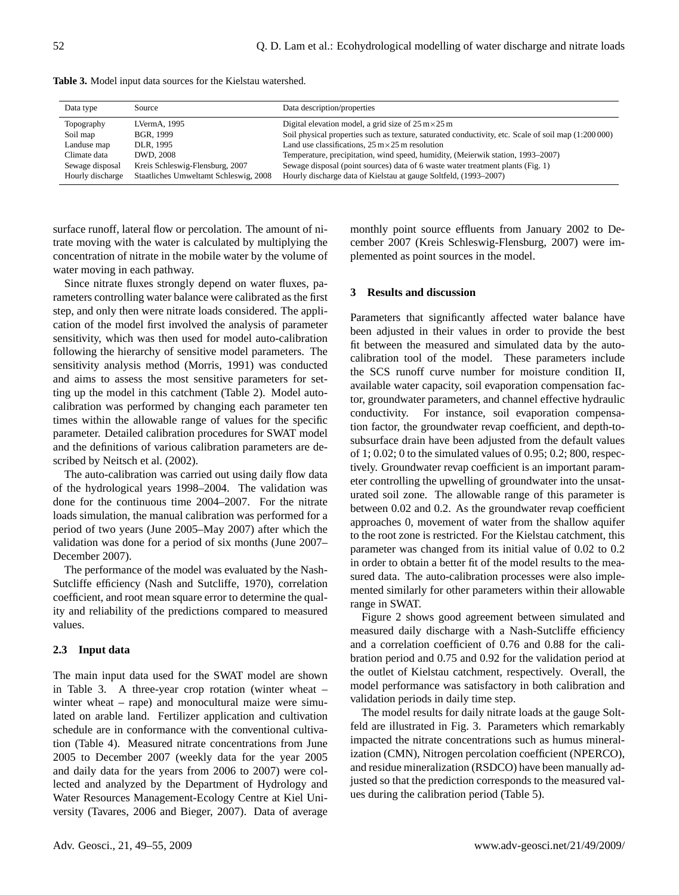**Table 3.** Model input data sources for the Kielstau watershed.

| Data type | Source | Data description/properties |
|---|---|---|
| Topography | LVermA, 1995 | Digital elevation model, a grid size of $25\,m \times 25\,m$ |
| Soil map | BGR, 1999 | Soil physical properties such as texture, saturated conductivity, etc. Scale of soil map (1:200 000) |
| Landuse map | DLR, 1995 | Land use classifications, $25\,m \times 25\,m$ resolution |
| Climate data | DWD, 2008 | Temperature, precipitation, wind speed, humidity, (Meierwik station, 1993–2007) |
| Sewage disposal | Kreis Schleswig-Flensburg, 2007 | Sewage disposal (point sources) data of 6 waste water treatment plants (Fig. 1) |
| Hourly discharge | Staatliches Umweltamt Schleswig, 2008 | Hourly discharge data of Kielstau at gauge Soltfeld, (1993–2007) |

surface runoff, lateral flow or percolation. The amount of nitrate moving with the water is calculated by multiplying the concentration of nitrate in the mobile water by the volume of water moving in each pathway.

Since nitrate fluxes strongly depend on water fluxes, parameters controlling water balance were calibrated as the first step, and only then were nitrate loads considered. The application of the model first involved the analysis of parameter sensitivity, which was then used for model auto-calibration following the hierarchy of sensitive model parameters. The sensitivity analysis method (Morris, 1991) was conducted and aims to assess the most sensitive parameters for setting up the model in this catchment (Table 2). Model auto-calibration was performed by changing each parameter ten times within the allowable range of values for the specific parameter. Detailed calibration procedures for SWAT model and the definitions of various calibration parameters are described by Neitsch et al. (2002).

The auto-calibration was carried out using daily flow data of the hydrological years 1998–2004. The validation was done for the continuous time 2004–2007. For the nitrate loads simulation, the manual calibration was performed for a period of two years (June 2005–May 2007) after which the validation was done for a period of six months (June 2007–December 2007).

The performance of the model was evaluated by the Nash-Sutcliffe efficiency (Nash and Sutcliffe, 1970), correlation coefficient, and root mean square error to determine the quality and reliability of the predictions compared to measured values.

### 2.3 Input data

The main input data used for the SWAT model are shown in Table 3. A three-year crop rotation (winter wheat – winter wheat – rape) and monocultural maize were simulated on arable land. Fertilizer application and cultivation schedule are in conformance with the conventional cultivation (Table 4). Measured nitrate concentrations from June 2005 to December 2007 (weekly data for the year 2005 and daily data for the years from 2006 to 2007) were collected and analyzed by the Department of Hydrology and Water Resources Management-Ecology Centre at Kiel University (Tavares, 2006 and Bieger, 2007). Data of average monthly point source effluents from January 2002 to December 2007 (Kreis Schleswig-Flensburg, 2007) were implemented as point sources in the model.

## 3 Results and discussion

Parameters that significantly affected water balance have been adjusted in their values in order to provide the best fit between the measured and simulated data by the auto-calibration tool of the model. These parameters include the SCS runoff curve number for moisture condition II, available water capacity, soil evaporation compensation factor, groundwater parameters, and channel effective hydraulic conductivity. For instance, soil evaporation compensation factor, the groundwater revap coefficient, and depth-to-subsurface drain have been adjusted from the default values of 1; 0.02; 0 to the simulated values of 0.95; 0.2; 800, respectively. Groundwater revap coefficient is an important parameter controlling the upwelling of groundwater into the unsaturated soil zone. The allowable range of this parameter is between 0.02 and 0.2. As the groundwater revap coefficient approaches 0, movement of water from the shallow aquifer to the root zone is restricted. For the Kielstau catchment, this parameter was changed from its initial value of 0.02 to 0.2 in order to obtain a better fit of the model results to the measured data. The auto-calibration processes were also implemented similarly for other parameters within their allowable range in SWAT.

Figure 2 shows good agreement between simulated and measured daily discharge with a Nash-Sutcliffe efficiency and a correlation coefficient of 0.76 and 0.88 for the calibration period and 0.75 and 0.92 for the validation period at the outlet of Kielstau catchment, respectively. Overall, the model performance was satisfactory in both calibration and validation periods in daily time step.

The model results for daily nitrate loads at the gauge Soltfeld are illustrated in Fig. 3. Parameters which remarkably impacted the nitrate concentrations such as humus mineralization (CMN), Nitrogen percolation coefficient (NPERCO), and residue mineralization (RSDCO) have been manually adjusted so that the prediction corresponds to the measured values during the calibration period (Table 5).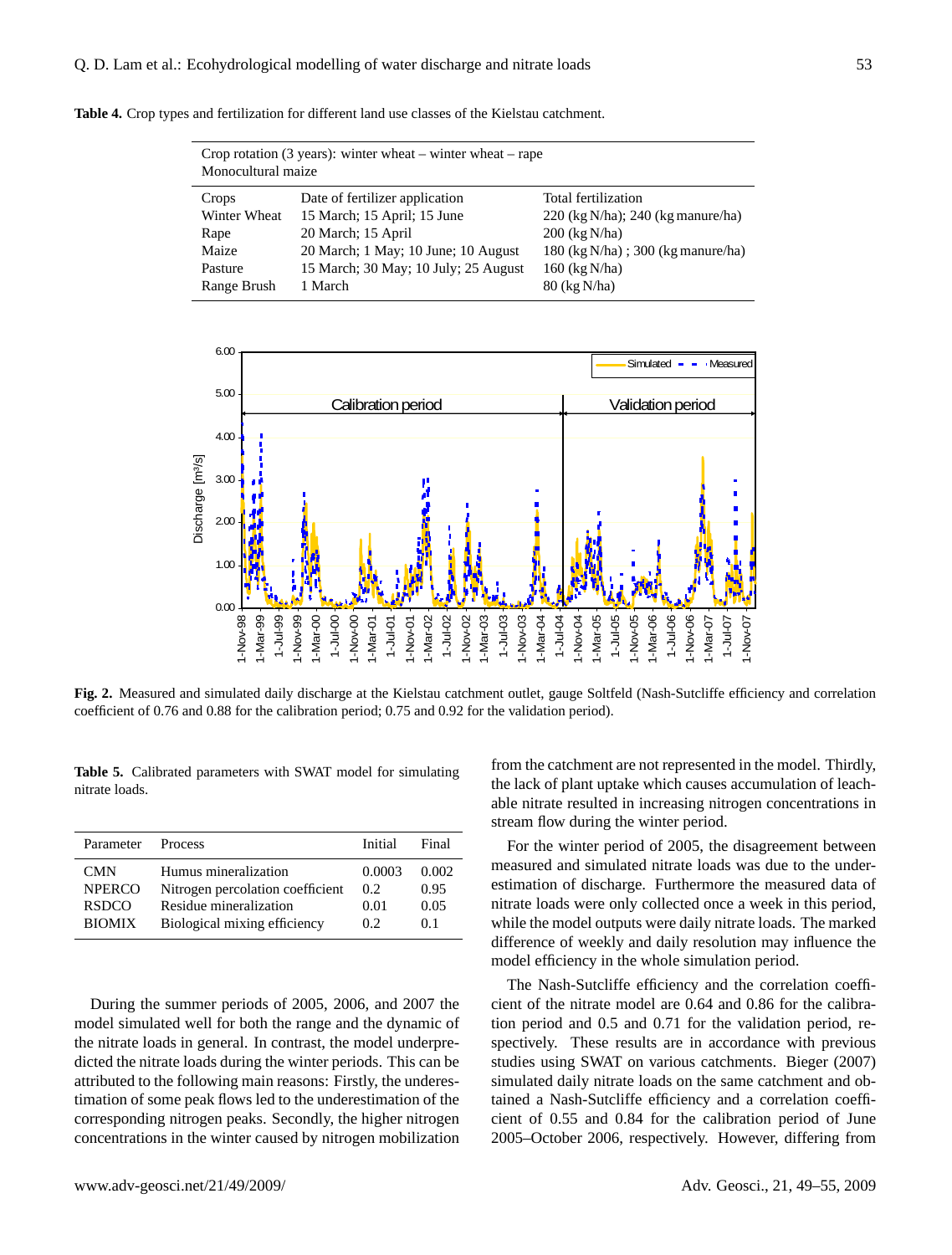**Table 4.** Crop types and fertilization for different land use classes of the Kielstau catchment.

| Crop rotation (3 years): winter wheat – winter wheat – rape<br>Monocultural maize | | |
|---|---|---|
| Crops | Date of fertilizer application | Total fertilization |
| Winter Wheat | 15 March; 15 April; 15 June | 220 (kg N/ha); 240 (kg manure/ha) |
| Rape | 20 March; 15 April | 200 (kg N/ha) |
| Maize | 20 March; 1 May; 10 June; 10 August | 180 (kg N/ha) ; 300 (kg manure/ha) |
| Pasture | 15 March; 30 May; 10 July; 25 August | 160 (kg N/ha) |
| Range Brush | 1 March | 80 (kg N/ha) |

**Fig. 2.** Measured and simulated daily discharge at the Kielstau catchment outlet, gauge Soltfeld (Nash-Sutcliffe efficiency and correlation coefficient of 0.76 and 0.88 for the calibration period; 0.75 and 0.92 for the validation period).

**Table 5.** Calibrated parameters with SWAT model for simulating nitrate loads.

| Parameter | Process | Initial | Final |
|---|---|---|---|
| CMN | Humus mineralization | 0.0003 | 0.002 |
| NPERCO | Nitrogen percolation coefficient | 0.2 | 0.95 |
| RSDCO | Residue mineralization | 0.01 | 0.05 |
| BIOMIX | Biological mixing efficiency | 0.2 | 0.1 |

During the summer periods of 2005, 2006, and 2007 the model simulated well for both the range and the dynamic of the nitrate loads in general. In contrast, the model underpredicted the nitrate loads during the winter periods. This can be attributed to the following main reasons: Firstly, the underestimation of some peak flows led to the underestimation of the corresponding nitrogen peaks. Secondly, the higher nitrogen concentrations in the winter caused by nitrogen mobilization from the catchment are not represented in the model. Thirdly, the lack of plant uptake which causes accumulation of leachable nitrate resulted in increasing nitrogen concentrations in stream flow during the winter period.

For the winter period of 2005, the disagreement between measured and simulated nitrate loads was due to the underestimation of discharge. Furthermore the measured data of nitrate loads were only collected once a week in this period, while the model outputs were daily nitrate loads. The marked difference of weekly and daily resolution may influence the model efficiency in the whole simulation period.

The Nash-Sutcliffe efficiency and the correlation coefficient of the nitrate model are 0.64 and 0.86 for the calibration period and 0.5 and 0.71 for the validation period, respectively. These results are in accordance with previous studies using SWAT on various catchments. Bieger (2007) simulated daily nitrate loads on the same catchment and obtained a Nash-Sutcliffe efficiency and a correlation coefficient of 0.55 and 0.84 for the calibration period of June 2005–October 2006, respectively. However, differing from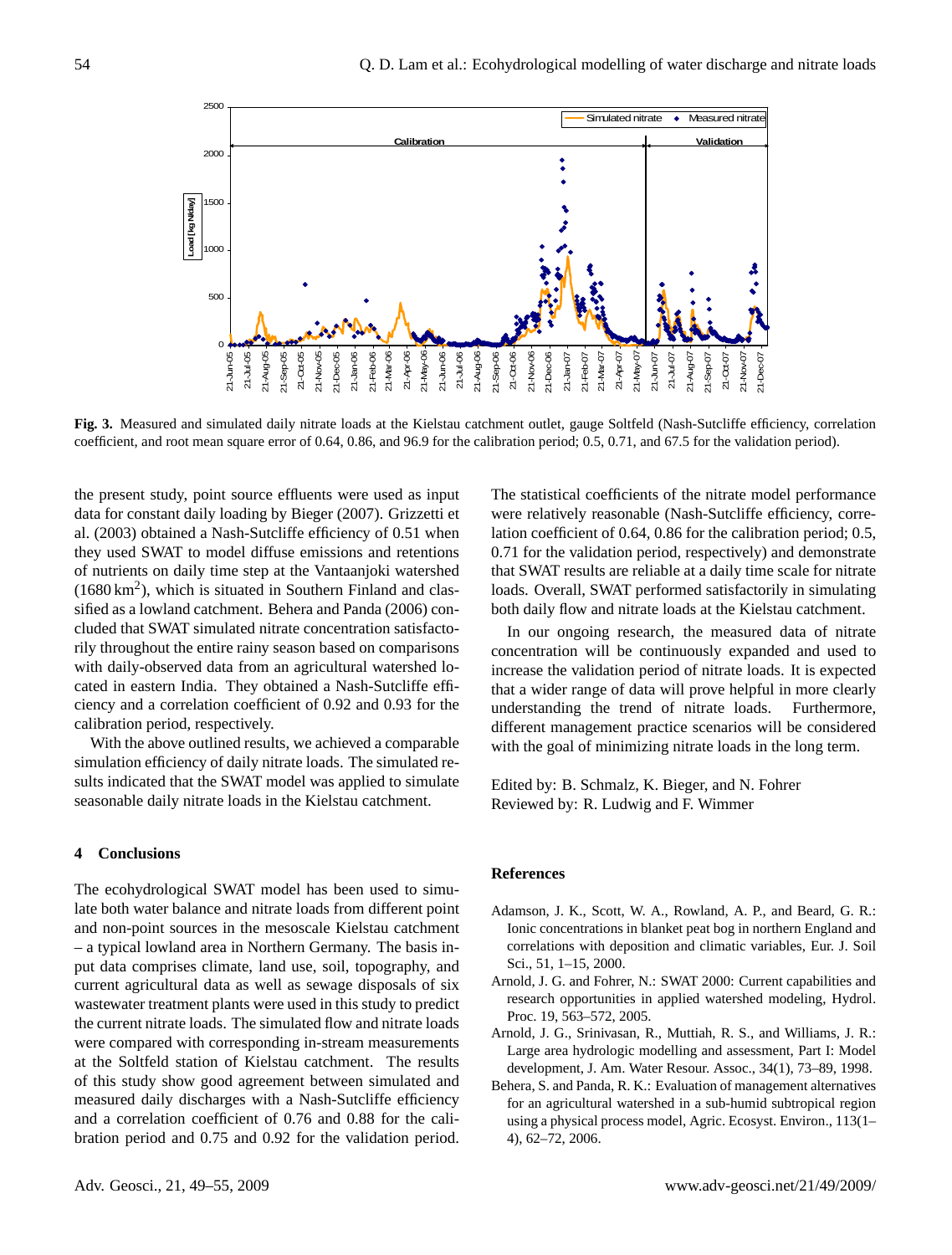**Fig. 3.** Measured and simulated daily nitrate loads at the Kielstau catchment outlet, gauge Soltfeld (Nash-Sutcliffe efficiency, correlation coefficient, and root mean square error of 0.64, 0.86, and 96.9 for the calibration period; 0.5, 0.71, and 67.5 for the validation period).

the present study, point source effluents were used as input data for constant daily loading by Bieger (2007). Grizzetti et al. (2003) obtained a Nash-Sutcliffe efficiency of 0.51 when they used SWAT to model diffuse emissions and retentions of nutrients on daily time step at the Vantaanjoki watershed (1680 $\text{km}^2$), which is situated in Southern Finland and classified as a lowland catchment. Behera and Panda (2006) concluded that SWAT simulated nitrate concentration satisfactorily throughout the entire rainy season based on comparisons with daily-observed data from an agricultural watershed located in eastern India. They obtained a Nash-Sutcliffe efficiency and a correlation coefficient of 0.92 and 0.93 for the calibration period, respectively.

With the above outlined results, we achieved a comparable simulation efficiency of daily nitrate loads. The simulated results indicated that the SWAT model was applied to simulate seasonable daily nitrate loads in the Kielstau catchment.

## 4 Conclusions

The ecohydrological SWAT model has been used to simulate both water balance and nitrate loads from different point and non-point sources in the mesoscale Kielstau catchment – a typical lowland area in Northern Germany. The basis input data comprises climate, land use, soil, topography, and current agricultural data as well as sewage disposals of six wastewater treatment plants were used in this study to predict the current nitrate loads. The simulated flow and nitrate loads were compared with corresponding in-stream measurements at the Soltfeld station of Kielstau catchment. The results of this study show good agreement between simulated and measured daily discharges with a Nash-Sutcliffe efficiency and a correlation coefficient of 0.76 and 0.88 for the calibration period and 0.75 and 0.92 for the validation period. The statistical coefficients of the nitrate model performance were relatively reasonable (Nash-Sutcliffe efficiency, correlation coefficient of 0.64, 0.86 for the calibration period; 0.5, 0.71 for the validation period, respectively) and demonstrate that SWAT results are reliable at a daily time scale for nitrate loads. Overall, SWAT performed satisfactorily in simulating both daily flow and nitrate loads at the Kielstau catchment.

In our ongoing research, the measured data of nitrate concentration will be continuously expanded and used to increase the validation period of nitrate loads. It is expected that a wider range of data will prove helpful in more clearly understanding the trend of nitrate loads. Furthermore, different management practice scenarios will be considered with the goal of minimizing nitrate loads in the long term.

Edited by: B. Schmalz, K. Bieger, and N. Fohrer
Reviewed by: R. Ludwig and F. Wimmer

## References

Adamson, J. K., Scott, W. A., Rowland, A. P., and Beard, G. R.: Ionic concentrations in blanket peat bog in northern England and correlations with deposition and climatic variables, Eur. J. Soil Sci., 51, 1–15, 2000.

Arnold, J. G. and Fohrer, N.: SWAT 2000: Current capabilities and research opportunities in applied watershed modeling, Hydrol. Proc. 19, 563–572, 2005.

Arnold, J. G., Srinivasan, R., Muttiah, R. S., and Williams, J. R.: Large area hydrologic modelling and assessment, Part I: Model development, J. Am. Water Resour. Assoc., 34(1), 73–89, 1998.

Behera, S. and Panda, R. K.: Evaluation of management alternatives for an agricultural watershed in a sub-humid subtropical region using a physical process model, Agric. Ecosyst. Environ., 113(1–4), 62–72, 2006.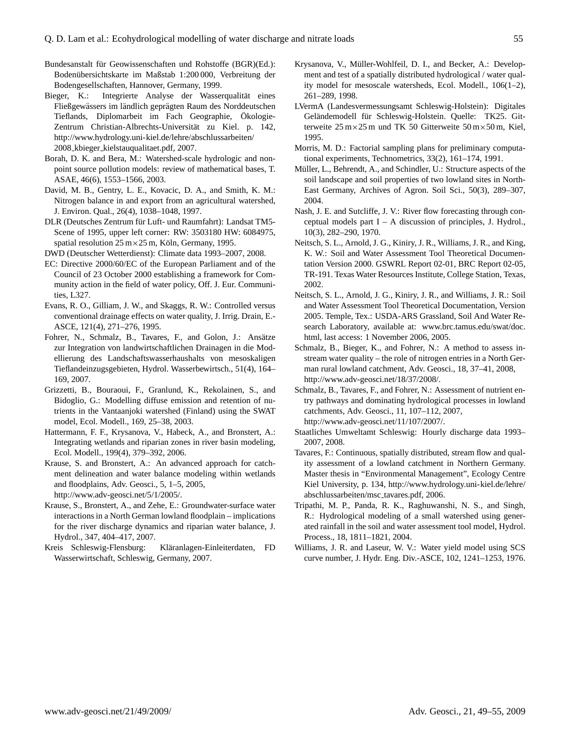Bundesanstalt für Geowissenschaften und Rohstoffe (BGR)(Ed.): Bodenübersichtskarte im Maßstab 1:200 000, Verbreitung der Bodengesellschaften, Hannover, Germany, 1999.

Bieger, K.: Integrierte Analyse der Wasserqualität eines Fließgewässers im ländlich geprägten Raum des Norddeutschen Tieflands, Diplomarbeit im Fach Geographie, Ökologie-Zentrum Christian-Albrechts-Universität zu Kiel. p. 142, http://www.hydrology.uni-kiel.de/lehre/abschlussarbeiten/2008_kbieger_kielstauqualitaet.pdf, 2007.

Borah, D. K. and Bera, M.: Watershed-scale hydrologic and nonpoint source pollution models: review of mathematical bases, T. ASAE, 46(6), 1553–1566, 2003.

David, M. B., Gentry, L. E., Kovacic, D. A., and Smith, K. M.: Nitrogen balance in and export from an agricultural watershed, J. Environ. Qual., 26(4), 1038–1048, 1997.

DLR (Deutsches Zentrum für Luft- und Raumfahrt): Landsat TM5-Scene of 1995, upper left corner: RW: 3503180 HW: 6084975, spatial resolution 25 m×25 m, Köln, Germany, 1995.

DWD (Deutscher Wetterdienst): Climate data 1993–2007, 2008.

EC: Directive 2000/60/EC of the European Parliament and of the Council of 23 October 2000 establishing a framework for Community action in the field of water policy, Off. J. Eur. Communities, L327.

Evans, R. O., Gilliam, J. W., and Skaggs, R. W.: Controlled versus conventional drainage effects on water quality, J. Irrig. Drain, E.-ASCE, 121(4), 271–276, 1995.

Fohrer, N., Schmalz, B., Tavares, F., and Golon, J.: Ansätze zur Integration von landwirtschaftlichen Drainagen in die Modellierung des Landschaftswasserhaushalts von mesoskaligen Tieflandeinzugsgebieten, Hydrol. Wasserbewirtsch., 51(4), 164–169, 2007.

Grizzetti, B., Bouraoui, F., Granlund, K., Rekolainen, S., and Bidoglio, G.: Modelling diffuse emission and retention of nutrients in the Vantaanjoki watershed (Finland) using the SWAT model, Ecol. Modell., 169, 25–38, 2003.

Hattermann, F. F., Krysanova, V., Habeck, A., and Bronstert, A.: Integrating wetlands and riparian zones in river basin modeling, Ecol. Modell., 199(4), 379–392, 2006.

Krause, S. and Bronstert, A.: An advanced approach for catchment delineation and water balance modeling within wetlands and floodplains, Adv. Geosci., 5, 1–5, 2005, http://www.adv-geosci.net/5/1/2005/.

Krause, S., Bronstert, A., and Zehe, E.: Groundwater-surface water interactions in a North German lowland floodplain – implications for the river discharge dynamics and riparian water balance, J. Hydrol., 347, 404–417, 2007.

Kreis Schleswig-Flensburg: Kläranlagen-Einleiterdaten, FD Wasserwirtschaft, Schleswig, Germany, 2007.

Krysanova, V., Müller-Wohlfeil, D. I., and Becker, A.: Development and test of a spatially distributed hydrological / water quality model for mesoscale watersheds, Ecol. Modell., 106(1–2), 261–289, 1998.

LVermA (Landesvermessungsamt Schleswig-Holstein): Digitales Geländemodell für Schleswig-Holstein. Quelle: TK25. Gitterweite 25 m×25 m und TK 50 Gitterweite 50 m×50 m, Kiel, 1995.

Morris, M. D.: Factorial sampling plans for preliminary computational experiments, Technometrics, 33(2), 161–174, 1991.

Müller, L., Behrendt, A., and Schindler, U.: Structure aspects of the soil landscape and soil properties of two lowland sites in North-East Germany, Archives of Agron. Soil Sci., 50(3), 289–307, 2004.

Nash, J. E. and Sutcliffe, J. V.: River flow forecasting through conceptual models part I – A discussion of principles, J. Hydrol., 10(3), 282–290, 1970.

Neitsch, S. L., Arnold, J. G., Kiniry, J. R., Williams, J. R., and King, K. W.: Soil and Water Assessment Tool Theoretical Documentation Version 2000. GSWRL Report 02-01, BRC Report 02-05, TR-191. Texas Water Resources Institute, College Station, Texas, 2002.

Neitsch, S. L., Arnold, J. G., Kiniry, J. R., and Williams, J. R.: Soil and Water Assessment Tool Theoretical Documentation, Version 2005. Temple, Tex.: USDA-ARS Grassland, Soil And Water Research Laboratory, available at: www.brc.tamus.edu/swat/doc.html, last access: 1 November 2006, 2005.

Schmalz, B., Bieger, K., and Fohrer, N.: A method to assess in-stream water quality – the role of nitrogen entries in a North German rural lowland catchment, Adv. Geosci., 18, 37–41, 2008, http://www.adv-geosci.net/18/37/2008/.

Schmalz, B., Tavares, F., and Fohrer, N.: Assessment of nutrient entry pathways and dominating hydrological processes in lowland catchments, Adv. Geosci., 11, 107–112, 2007, http://www.adv-geosci.net/11/107/2007/.

Staatliches Umweltamt Schleswig: Hourly discharge data 1993–2007, 2008.

Tavares, F.: Continuous, spatially distributed, stream flow and quality assessment of a lowland catchment in Northern Germany. Master thesis in "Environmental Management", Ecology Centre Kiel University, p. 134, http://www.hydrology.uni-kiel.de/lehre/abschlussarbeiten/msc_tavares.pdf, 2006.

Tripathi, M. P., Panda, R. K., Raghuwanshi, N. S., and Singh, R.: Hydrological modeling of a small watershed using generated rainfall in the soil and water assessment tool model, Hydrol. Process., 18, 1811–1821, 2004.

Williams, J. R. and Laseur, W. V.: Water yield model using SCS curve number, J. Hydr. Eng. Div.-ASCE, 102, 1241–1253, 1976.